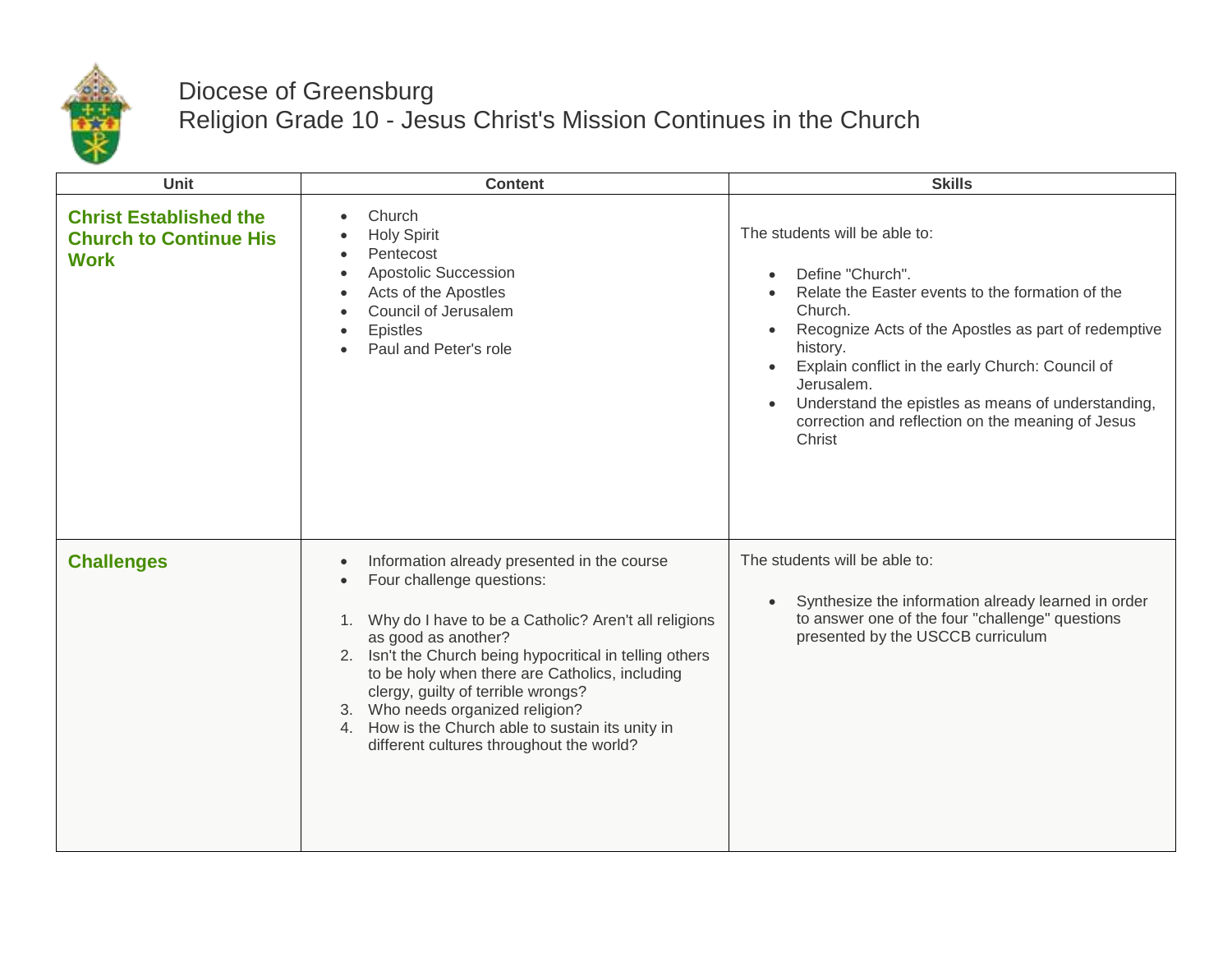# Diocese of Greensburg

## Religion Grade 10 - Jesus Christ's Mission Continues in the Church

| Unit | Content | Skills |
|---|---|---|
| **Christ Established the Church to Continue His Work** | • Church<br>• Holy Spirit<br>• Pentecost<br>• Apostolic Succession<br>• Acts of the Apostles<br>• Council of Jerusalem<br>• Epistles<br>• Paul and Peter's role | The students will be able to:<br><br>• Define "Church".<br>• Relate the Easter events to the formation of the Church.<br>• Recognize Acts of the Apostles as part of redemptive history.<br>• Explain conflict in the early Church: Council of Jerusalem.<br>• Understand the epistles as means of understanding, correction and reflection on the meaning of Jesus Christ |
| **Challenges** | • Information already presented in the course<br>• Four challenge questions:<br><br>1. Why do I have to be a Catholic? Aren't all religions as good as another?<br>2. Isn't the Church being hypocritical in telling others to be holy when there are Catholics, including clergy, guilty of terrible wrongs?<br>3. Who needs organized religion?<br>4. How is the Church able to sustain its unity in different cultures throughout the world? | The students will be able to:<br><br>• Synthesize the information already learned in order to answer one of the four "challenge" questions presented by the USCCB curriculum |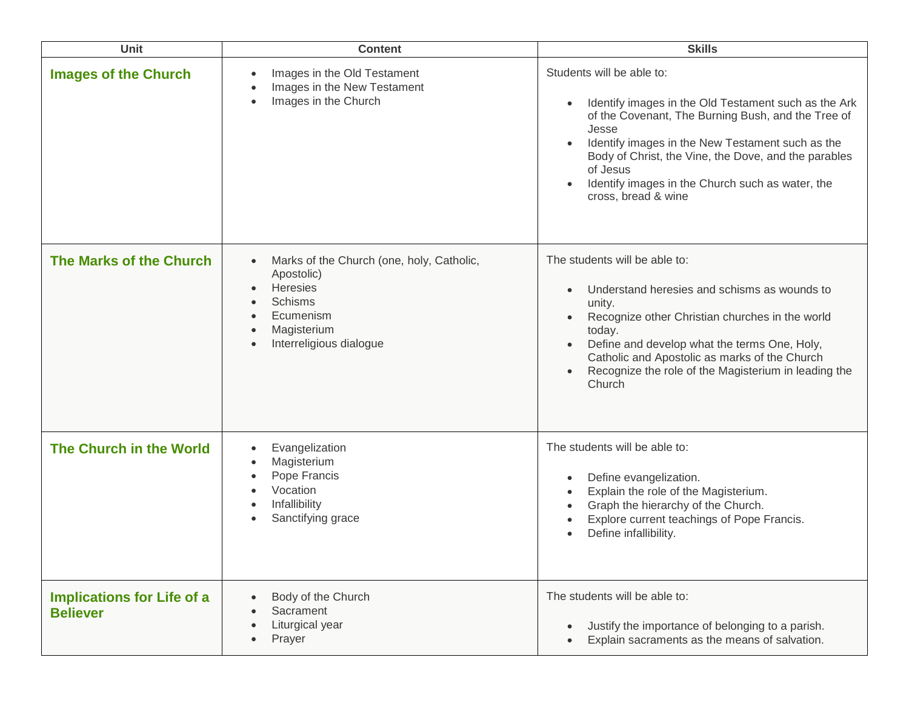| Unit | Content | Skills |
|---|---|---|
| **Images of the Church** | • Images in the Old Testament<br>• Images in the New Testament<br>• Images in the Church | Students will be able to:<br>• Identify images in the Old Testament such as the Ark of the Covenant, The Burning Bush, and the Tree of Jesse<br>• Identify images in the New Testament such as the Body of Christ, the Vine, the Dove, and the parables of Jesus<br>• Identify images in the Church such as water, the cross, bread & wine |
| **The Marks of the Church** | • Marks of the Church (one, holy, Catholic, Apostolic)<br>• Heresies<br>• Schisms<br>• Ecumenism<br>• Magisterium<br>• Interreligious dialogue | The students will be able to:<br>• Understand heresies and schisms as wounds to unity.<br>• Recognize other Christian churches in the world today.<br>• Define and develop what the terms One, Holy, Catholic and Apostolic as marks of the Church<br>• Recognize the role of the Magisterium in leading the Church |
| **The Church in the World** | • Evangelization<br>• Magisterium<br>• Pope Francis<br>• Vocation<br>• Infallibility<br>• Sanctifying grace | The students will be able to:<br>• Define evangelization.<br>• Explain the role of the Magisterium.<br>• Graph the hierarchy of the Church.<br>• Explore current teachings of Pope Francis.<br>• Define infallibility. |
| **Implications for Life of a Believer** | • Body of the Church<br>• Sacrament<br>• Liturgical year<br>• Prayer | The students will be able to:<br>• Justify the importance of belonging to a parish.<br>• Explain sacraments as the means of salvation. |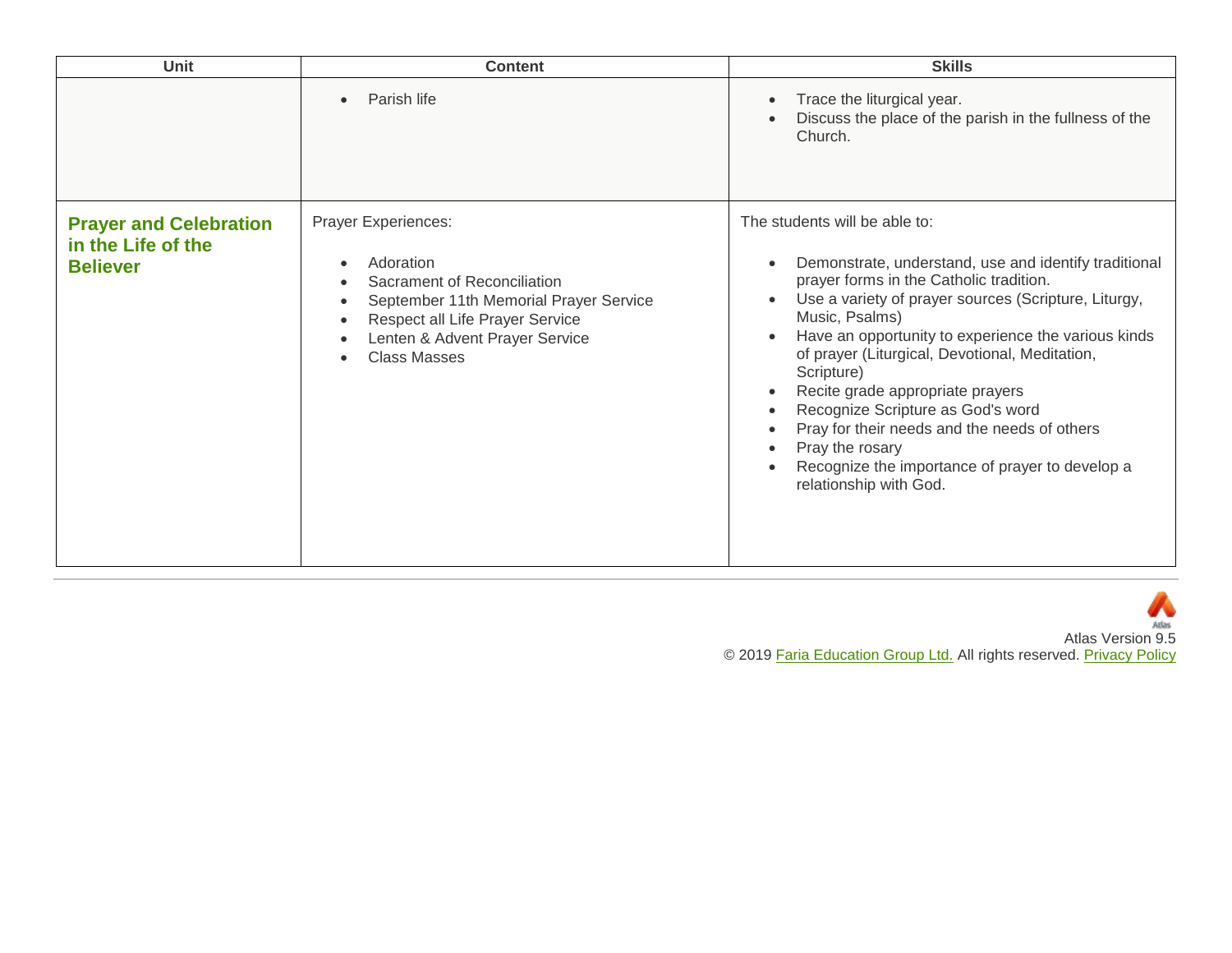| Unit | Content | Skills |
| --- | --- | --- |
| | • Parish life | • Trace the liturgical year.<br>• Discuss the place of the parish in the fullness of the Church. |
| **Prayer and Celebration in the Life of the Believer** | Prayer Experiences:<br><br>• Adoration<br>• Sacrament of Reconciliation<br>• September 11th Memorial Prayer Service<br>• Respect all Life Prayer Service<br>• Lenten & Advent Prayer Service<br>• Class Masses | The students will be able to:<br><br>• Demonstrate, understand, use and identify traditional prayer forms in the Catholic tradition.<br>• Use a variety of prayer sources (Scripture, Liturgy, Music, Psalms)<br>• Have an opportunity to experience the various kinds of prayer (Liturgical, Devotional, Meditation, Scripture)<br>• Recite grade appropriate prayers<br>• Recognize Scripture as God's word<br>• Pray for their needs and the needs of others<br>• Pray the rosary<br>• Recognize the importance of prayer to develop a relationship with God. |

Atlas Version 9.5
© 2019 Faria Education Group Ltd. All rights reserved. Privacy Policy